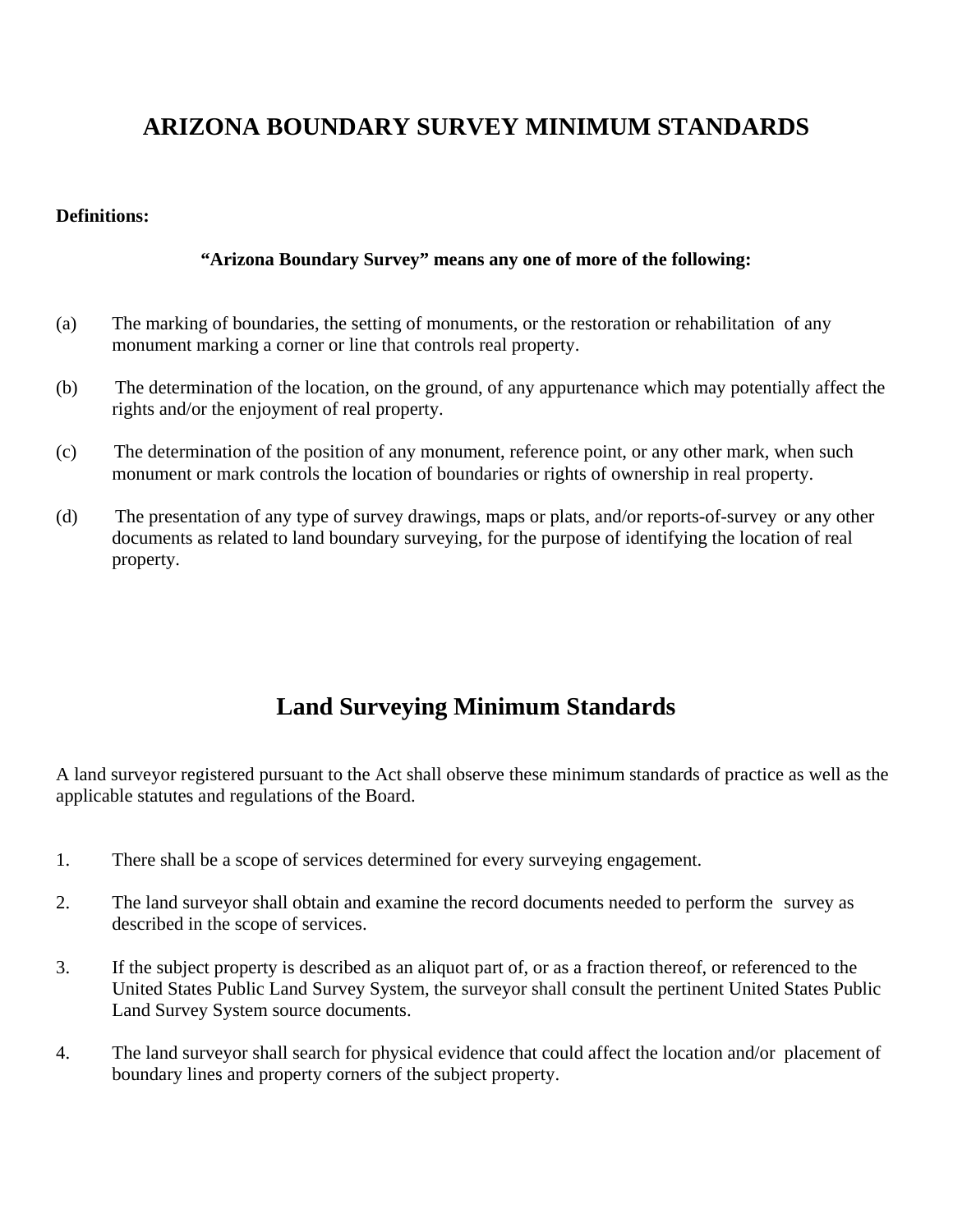# ARIZONA BOUNDARY SURVEY MINIMUM STANDARDS

**Definitions:**

**"Arizona Boundary Survey" means any one of more of the following:**

(a) The marking of boundaries, the setting of monuments, or the restoration or rehabilitation of any monument marking a corner or line that controls real property.

(b) The determination of the location, on the ground, of any appurtenance which may potentially affect the rights and/or the enjoyment of real property.

(c) The determination of the position of any monument, reference point, or any other mark, when such monument or mark controls the location of boundaries or rights of ownership in real property.

(d) The presentation of any type of survey drawings, maps or plats, and/or reports-of-survey or any other documents as related to land boundary surveying, for the purpose of identifying the location of real property.

# Land Surveying Minimum Standards

A land surveyor registered pursuant to the Act shall observe these minimum standards of practice as well as the applicable statutes and regulations of the Board.

1. There shall be a scope of services determined for every surveying engagement.

2. The land surveyor shall obtain and examine the record documents needed to perform the survey as described in the scope of services.

3. If the subject property is described as an aliquot part of, or as a fraction thereof, or referenced to the United States Public Land Survey System, the surveyor shall consult the pertinent United States Public Land Survey System source documents.

4. The land surveyor shall search for physical evidence that could affect the location and/or placement of boundary lines and property corners of the subject property.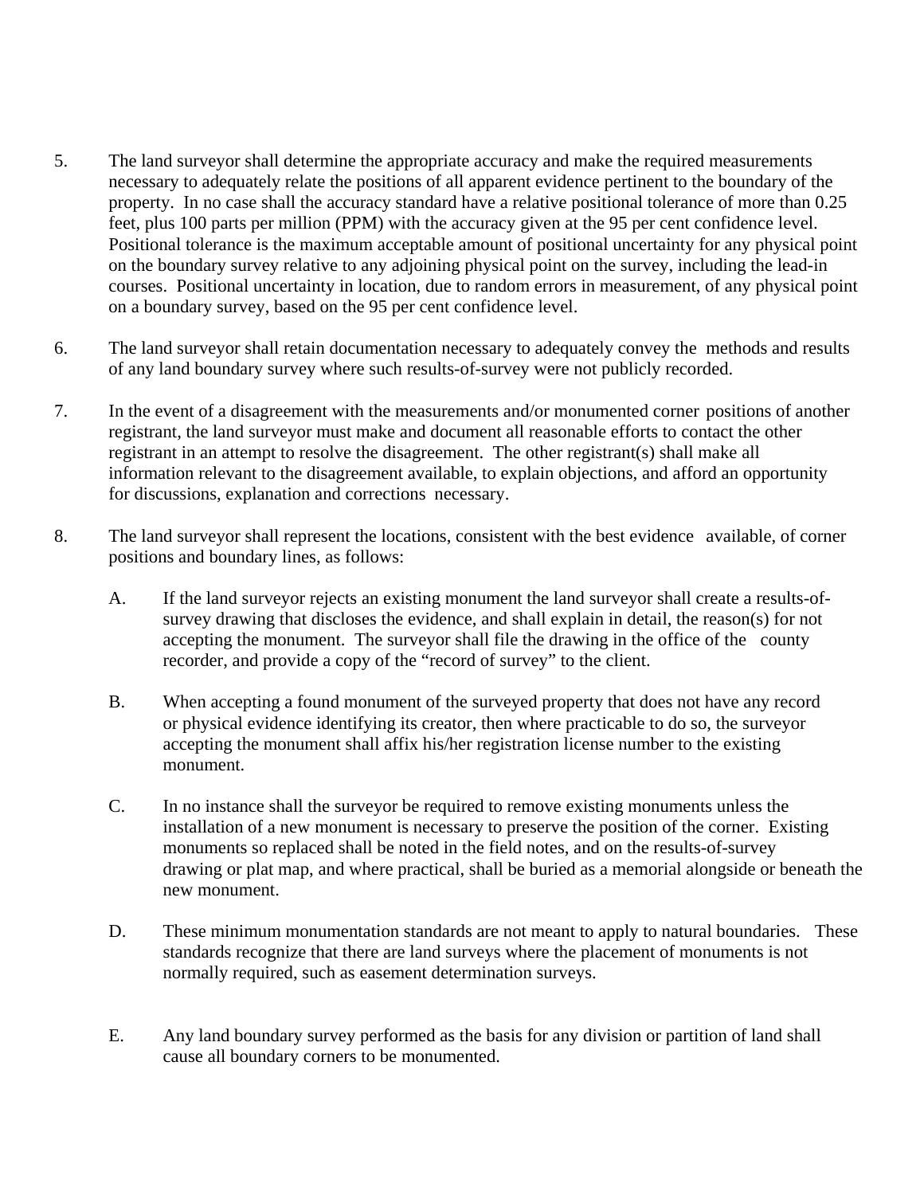5. The land surveyor shall determine the appropriate accuracy and make the required measurements necessary to adequately relate the positions of all apparent evidence pertinent to the boundary of the property. In no case shall the accuracy standard have a relative positional tolerance of more than 0.25 feet, plus 100 parts per million (PPM) with the accuracy given at the 95 per cent confidence level. Positional tolerance is the maximum acceptable amount of positional uncertainty for any physical point on the boundary survey relative to any adjoining physical point on the survey, including the lead-in courses. Positional uncertainty in location, due to random errors in measurement, of any physical point on a boundary survey, based on the 95 per cent confidence level.

6. The land surveyor shall retain documentation necessary to adequately convey the methods and results of any land boundary survey where such results-of-survey were not publicly recorded.

7. In the event of a disagreement with the measurements and/or monumented corner positions of another registrant, the land surveyor must make and document all reasonable efforts to contact the other registrant in an attempt to resolve the disagreement. The other registrant(s) shall make all information relevant to the disagreement available, to explain objections, and afford an opportunity for discussions, explanation and corrections necessary.

8. The land surveyor shall represent the locations, consistent with the best evidence available, of corner positions and boundary lines, as follows:

   A. If the land surveyor rejects an existing monument the land surveyor shall create a results-of-survey drawing that discloses the evidence, and shall explain in detail, the reason(s) for not accepting the monument. The surveyor shall file the drawing in the office of the county recorder, and provide a copy of the "record of survey" to the client.

   B. When accepting a found monument of the surveyed property that does not have any record or physical evidence identifying its creator, then where practicable to do so, the surveyor accepting the monument shall affix his/her registration license number to the existing monument.

   C. In no instance shall the surveyor be required to remove existing monuments unless the installation of a new monument is necessary to preserve the position of the corner. Existing monuments so replaced shall be noted in the field notes, and on the results-of-survey drawing or plat map, and where practical, shall be buried as a memorial alongside or beneath the new monument.

   D. These minimum monumentation standards are not meant to apply to natural boundaries. These standards recognize that there are land surveys where the placement of monuments is not normally required, such as easement determination surveys.

   E. Any land boundary survey performed as the basis for any division or partition of land shall cause all boundary corners to be monumented.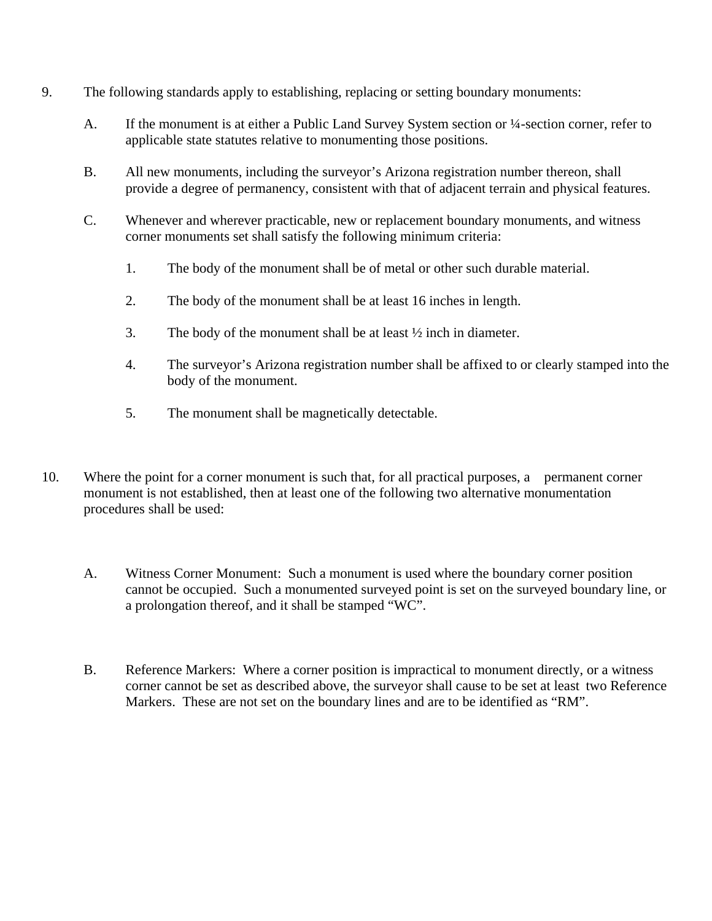9. The following standards apply to establishing, replacing or setting boundary monuments:

   A. If the monument is at either a Public Land Survey System section or ¼-section corner, refer to applicable state statutes relative to monumenting those positions.

   B. All new monuments, including the surveyor's Arizona registration number thereon, shall provide a degree of permanency, consistent with that of adjacent terrain and physical features.

   C. Whenever and wherever practicable, new or replacement boundary monuments, and witness corner monuments set shall satisfy the following minimum criteria:

      1. The body of the monument shall be of metal or other such durable material.

      2. The body of the monument shall be at least 16 inches in length.

      3. The body of the monument shall be at least ½ inch in diameter.

      4. The surveyor's Arizona registration number shall be affixed to or clearly stamped into the body of the monument.

      5. The monument shall be magnetically detectable.

10. Where the point for a corner monument is such that, for all practical purposes, a permanent corner monument is not established, then at least one of the following two alternative monumentation procedures shall be used:

    A. Witness Corner Monument: Such a monument is used where the boundary corner position cannot be occupied. Such a monumented surveyed point is set on the surveyed boundary line, or a prolongation thereof, and it shall be stamped "WC".

    B. Reference Markers: Where a corner position is impractical to monument directly, or a witness corner cannot be set as described above, the surveyor shall cause to be set at least two Reference Markers. These are not set on the boundary lines and are to be identified as "RM".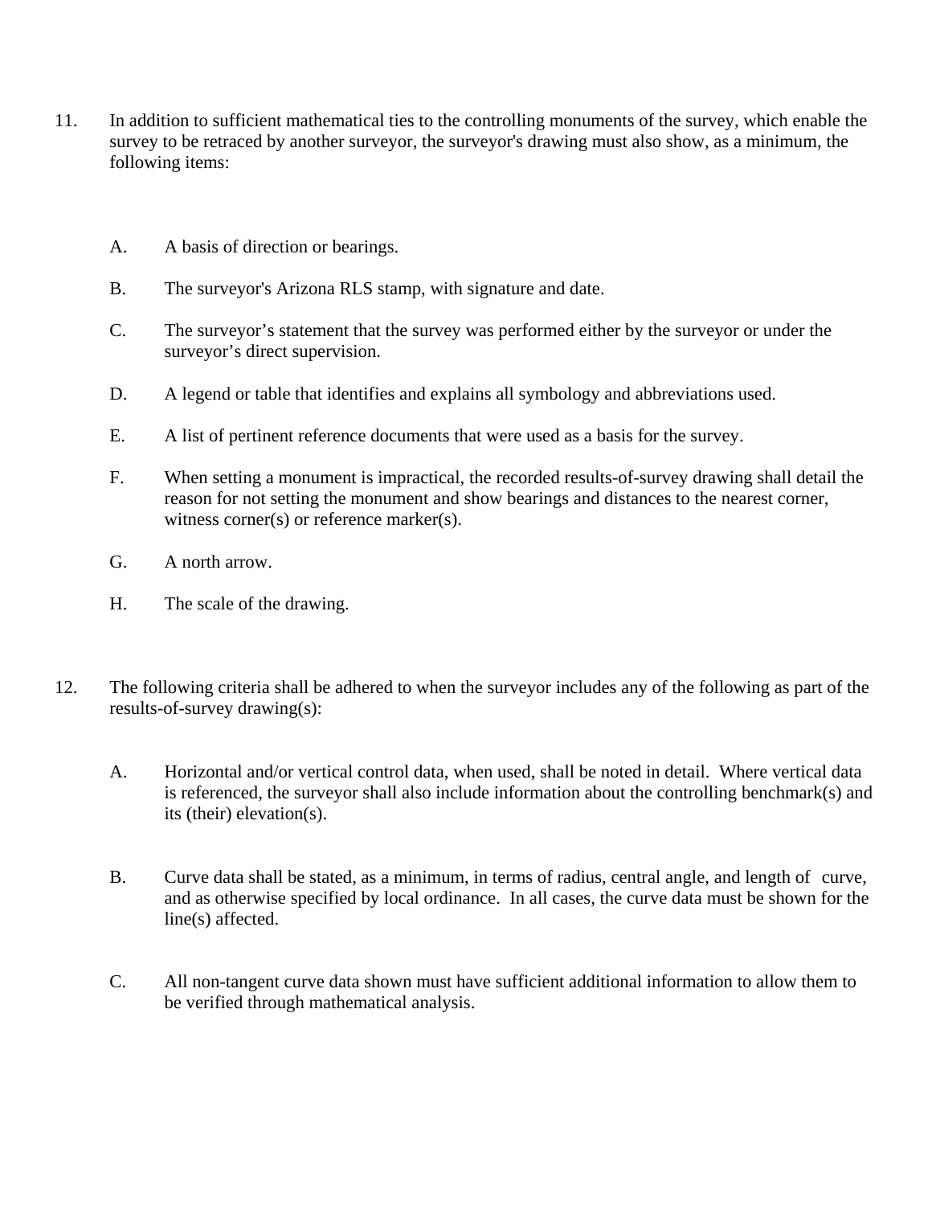11. In addition to sufficient mathematical ties to the controlling monuments of the survey, which enable the survey to be retraced by another surveyor, the surveyor's drawing must also show, as a minimum, the following items:

    A. A basis of direction or bearings.

    B. The surveyor's Arizona RLS stamp, with signature and date.

    C. The surveyor's statement that the survey was performed either by the surveyor or under the surveyor's direct supervision.

    D. A legend or table that identifies and explains all symbology and abbreviations used.

    E. A list of pertinent reference documents that were used as a basis for the survey.

    F. When setting a monument is impractical, the recorded results-of-survey drawing shall detail the reason for not setting the monument and show bearings and distances to the nearest corner, witness corner(s) or reference marker(s).

    G. A north arrow.

    H. The scale of the drawing.

12. The following criteria shall be adhered to when the surveyor includes any of the following as part of the results-of-survey drawing(s):

    A. Horizontal and/or vertical control data, when used, shall be noted in detail. Where vertical data is referenced, the surveyor shall also include information about the controlling benchmark(s) and its (their) elevation(s).

    B. Curve data shall be stated, as a minimum, in terms of radius, central angle, and length of curve, and as otherwise specified by local ordinance. In all cases, the curve data must be shown for the line(s) affected.

    C. All non-tangent curve data shown must have sufficient additional information to allow them to be verified through mathematical analysis.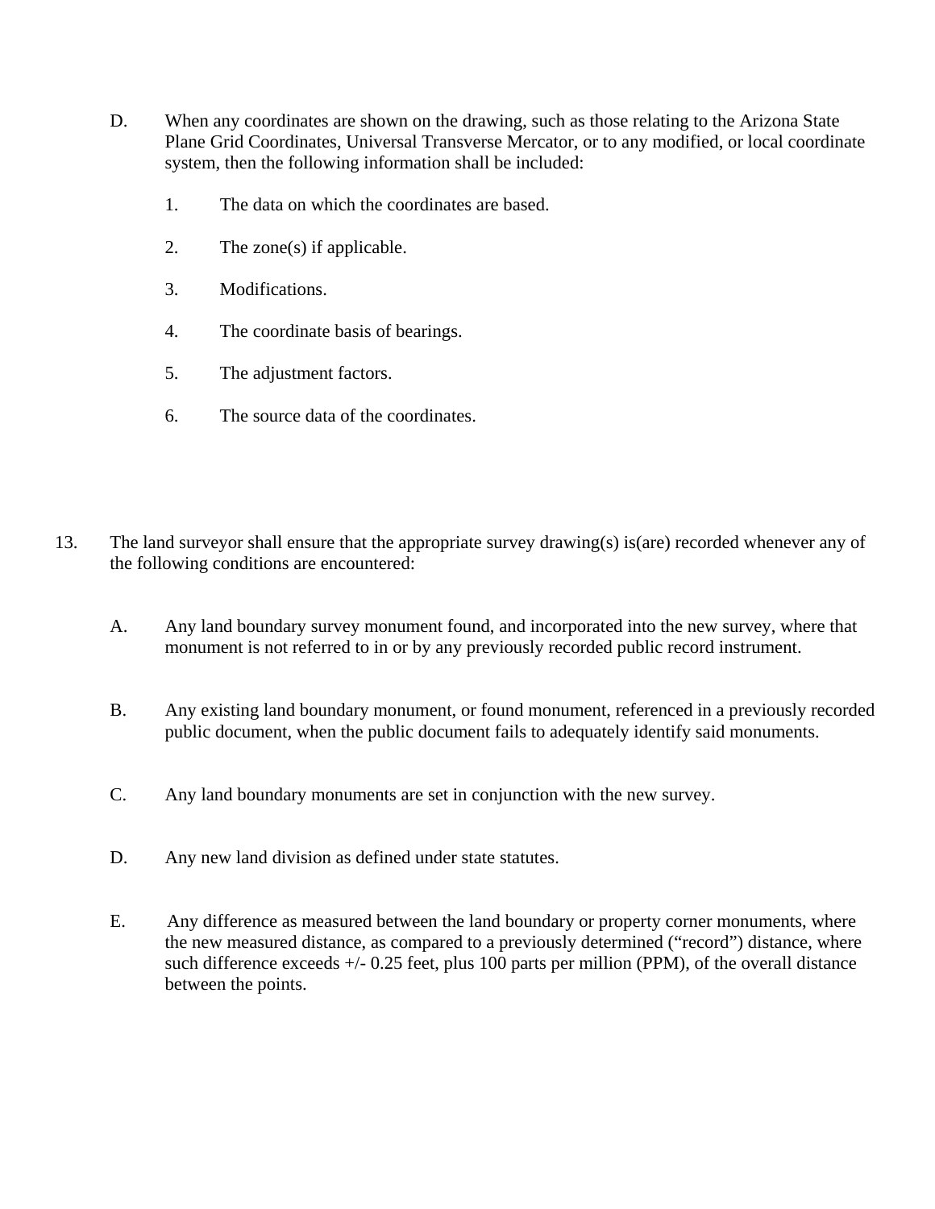D. When any coordinates are shown on the drawing, such as those relating to the Arizona State Plane Grid Coordinates, Universal Transverse Mercator, or to any modified, or local coordinate system, then the following information shall be included:

   1. The data on which the coordinates are based.

   2. The zone(s) if applicable.

   3. Modifications.

   4. The coordinate basis of bearings.

   5. The adjustment factors.

   6. The source data of the coordinates.

13. The land surveyor shall ensure that the appropriate survey drawing(s) is(are) recorded whenever any of the following conditions are encountered:

   A. Any land boundary survey monument found, and incorporated into the new survey, where that monument is not referred to in or by any previously recorded public record instrument.

   B. Any existing land boundary monument, or found monument, referenced in a previously recorded public document, when the public document fails to adequately identify said monuments.

   C. Any land boundary monuments are set in conjunction with the new survey.

   D. Any new land division as defined under state statutes.

   E. Any difference as measured between the land boundary or property corner monuments, where the new measured distance, as compared to a previously determined ("record") distance, where such difference exceeds +/- 0.25 feet, plus 100 parts per million (PPM), of the overall distance between the points.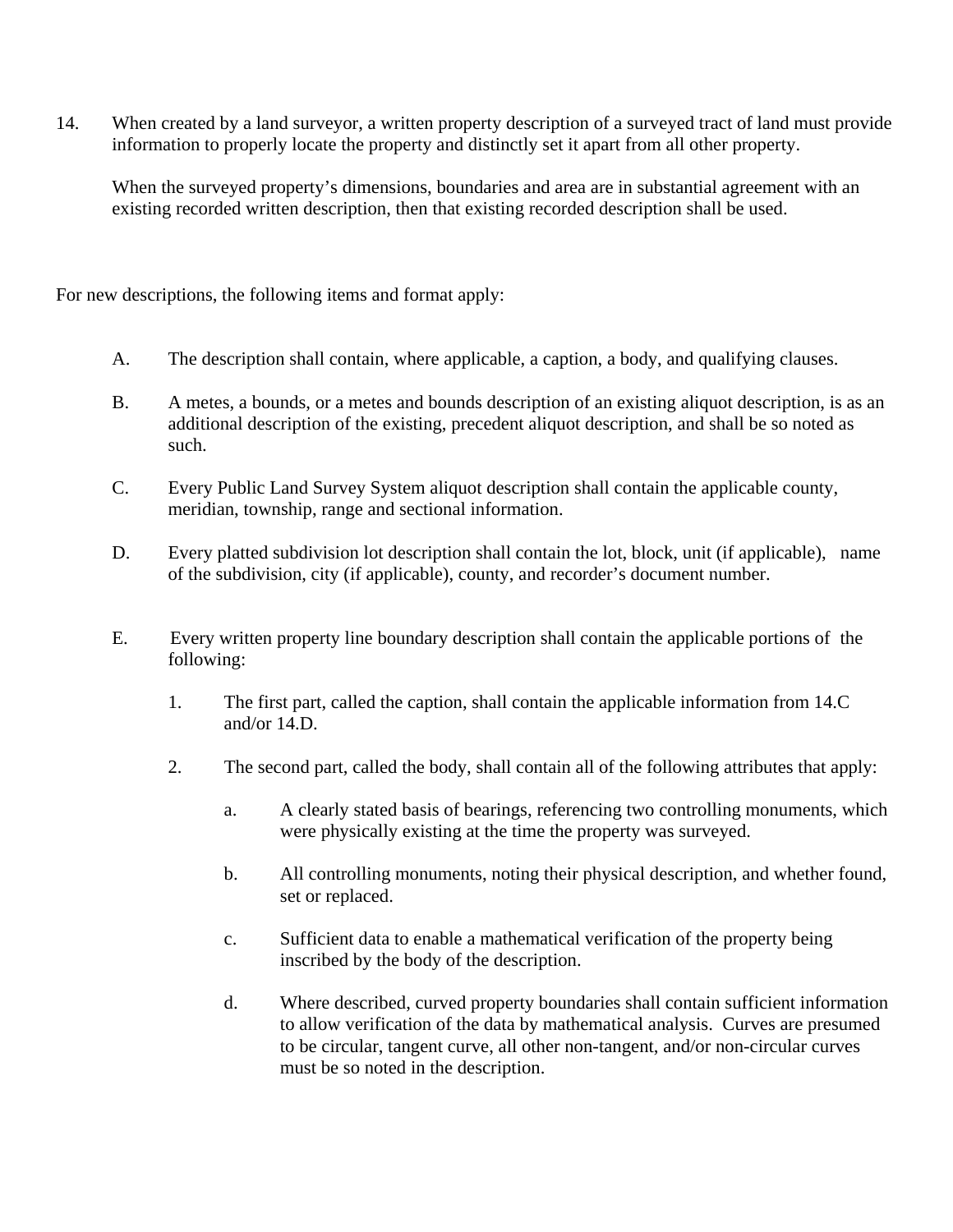14. When created by a land surveyor, a written property description of a surveyed tract of land must provide information to properly locate the property and distinctly set it apart from all other property.

    When the surveyed property's dimensions, boundaries and area are in substantial agreement with an existing recorded written description, then that existing recorded description shall be used.

For new descriptions, the following items and format apply:

- A. The description shall contain, where applicable, a caption, a body, and qualifying clauses.

- B. A metes, a bounds, or a metes and bounds description of an existing aliquot description, is as an additional description of the existing, precedent aliquot description, and shall be so noted as such.

- C. Every Public Land Survey System aliquot description shall contain the applicable county, meridian, township, range and sectional information.

- D. Every platted subdivision lot description shall contain the lot, block, unit (if applicable), name of the subdivision, city (if applicable), county, and recorder's document number.

- E. Every written property line boundary description shall contain the applicable portions of the following:

    1. The first part, called the caption, shall contain the applicable information from 14.C and/or 14.D.

    2. The second part, called the body, shall contain all of the following attributes that apply:

        - a. A clearly stated basis of bearings, referencing two controlling monuments, which were physically existing at the time the property was surveyed.

        - b. All controlling monuments, noting their physical description, and whether found, set or replaced.

        - c. Sufficient data to enable a mathematical verification of the property being inscribed by the body of the description.

        - d. Where described, curved property boundaries shall contain sufficient information to allow verification of the data by mathematical analysis. Curves are presumed to be circular, tangent curve, all other non-tangent, and/or non-circular curves must be so noted in the description.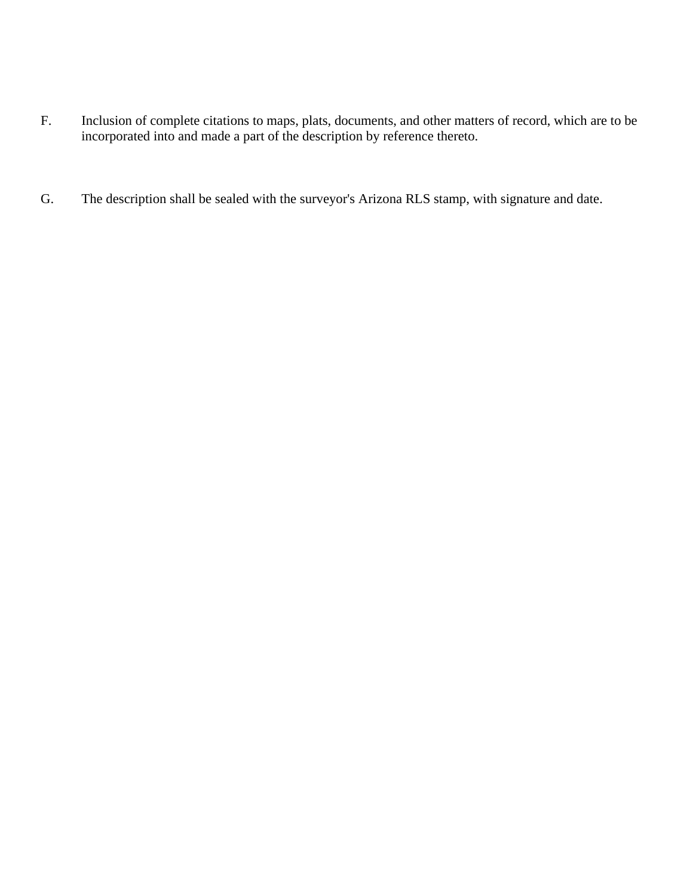F. Inclusion of complete citations to maps, plats, documents, and other matters of record, which are to be incorporated into and made a part of the description by reference thereto.

G. The description shall be sealed with the surveyor's Arizona RLS stamp, with signature and date.